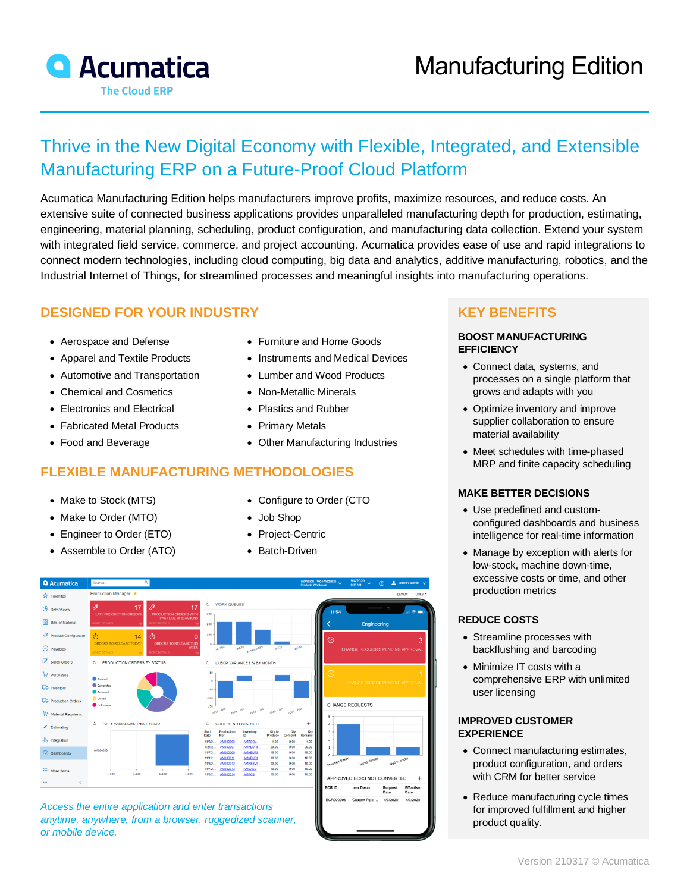# Acumatica

The Cloud ERP

# Manufacturing Edition

## Thrive in the New Digital Economy with Flexible, Integrated, and Extensible Manufacturing ERP on a Future-Proof Cloud Platform

Acumatica Manufacturing Edition helps manufacturers improve profits, maximize resources, and reduce costs. An extensive suite of connected business applications provides unparalleled manufacturing depth for production, estimating, engineering, material planning, scheduling, product configuration, and manufacturing data collection. Extend your system with integrated field service, commerce, and project accounting. Acumatica provides ease of use and rapid integrations to connect modern technologies, including cloud computing, big data and analytics, additive manufacturing, robotics, and the Industrial Internet of Things, for streamlined processes and meaningful insights into manufacturing operations.

## DESIGNED FOR YOUR INDUSTRY

- Aerospace and Defense
- Apparel and Textile Products
- Automotive and Transportation
- Chemical and Cosmetics
- Electronics and Electrical
- Fabricated Metal Products
- Food and Beverage
- Furniture and Home Goods
- Instruments and Medical Devices
- Lumber and Wood Products
- Non-Metallic Minerals
- Plastics and Rubber
- Primary Metals
- Other Manufacturing Industries

## FLEXIBLE MANUFACTURING METHODOLOGIES

- Make to Stock (MTS)
- Make to Order (MTO)
- Engineer to Order (ETO)
- Assemble to Order (ATO)
- Configure to Order (CTO
- Job Shop
- Project-Centric
- Batch-Driven

*Access the entire application and enter transactions anytime, anywhere, from a browser, ruggedized scanner, or mobile device.*

## KEY BENEFITS

### BOOST MANUFACTURING EFFICIENCY

- Connect data, systems, and processes on a single platform that grows and adapts with you
- Optimize inventory and improve supplier collaboration to ensure material availability
- Meet schedules with time-phased MRP and finite capacity scheduling

### MAKE BETTER DECISIONS

- Use predefined and custom-configured dashboards and business intelligence for real-time information
- Manage by exception with alerts for low-stock, machine down-time, excessive costs or time, and other production metrics

### REDUCE COSTS

- Streamline processes with backflushing and barcoding
- Minimize IT costs with a comprehensive ERP with unlimited user licensing

### IMPROVED CUSTOMER EXPERIENCE

- Connect manufacturing estimates, product configuration, and orders with CRM for better service
- Reduce manufacturing cycle times for improved fulfillment and higher product quality.

Version 210317 © Acumatica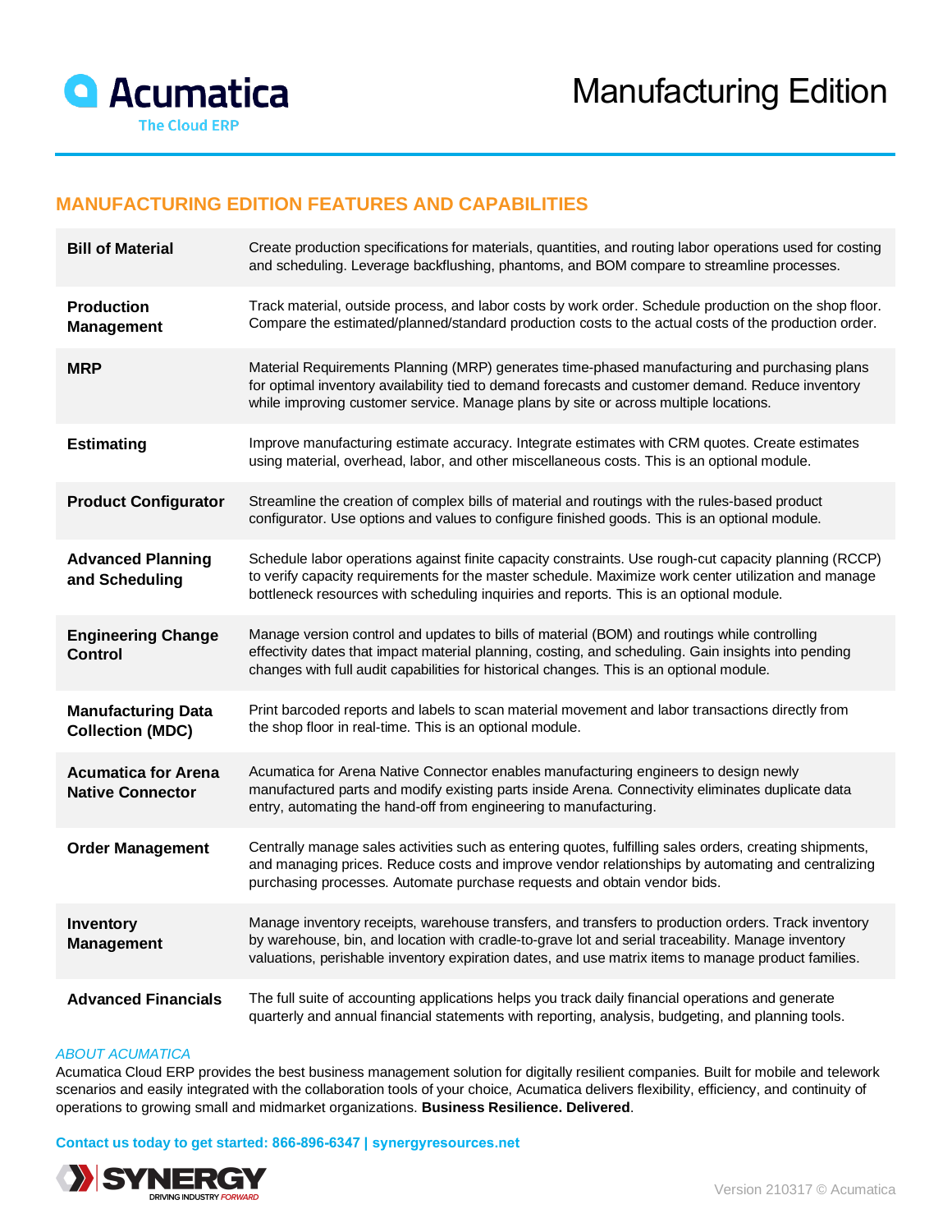Acumatica
The Cloud ERP

# Manufacturing Edition

## MANUFACTURING EDITION FEATURES AND CAPABILITIES

| | |
|---|---|
| **Bill of Material** | Create production specifications for materials, quantities, and routing labor operations used for costing and scheduling. Leverage backflushing, phantoms, and BOM compare to streamline processes. |
| **Production Management** | Track material, outside process, and labor costs by work order. Schedule production on the shop floor. Compare the estimated/planned/standard production costs to the actual costs of the production order. |
| **MRP** | Material Requirements Planning (MRP) generates time-phased manufacturing and purchasing plans for optimal inventory availability tied to demand forecasts and customer demand. Reduce inventory while improving customer service. Manage plans by site or across multiple locations. |
| **Estimating** | Improve manufacturing estimate accuracy. Integrate estimates with CRM quotes. Create estimates using material, overhead, labor, and other miscellaneous costs. This is an optional module. |
| **Product Configurator** | Streamline the creation of complex bills of material and routings with the rules-based product configurator. Use options and values to configure finished goods. This is an optional module. |
| **Advanced Planning and Scheduling** | Schedule labor operations against finite capacity constraints. Use rough-cut capacity planning (RCCP) to verify capacity requirements for the master schedule. Maximize work center utilization and manage bottleneck resources with scheduling inquiries and reports. This is an optional module. |
| **Engineering Change Control** | Manage version control and updates to bills of material (BOM) and routings while controlling effectivity dates that impact material planning, costing, and scheduling. Gain insights into pending changes with full audit capabilities for historical changes. This is an optional module. |
| **Manufacturing Data Collection (MDC)** | Print barcoded reports and labels to scan material movement and labor transactions directly from the shop floor in real-time. This is an optional module. |
| **Acumatica for Arena Native Connector** | Acumatica for Arena Native Connector enables manufacturing engineers to design newly manufactured parts and modify existing parts inside Arena. Connectivity eliminates duplicate data entry, automating the hand-off from engineering to manufacturing. |
| **Order Management** | Centrally manage sales activities such as entering quotes, fulfilling sales orders, creating shipments, and managing prices. Reduce costs and improve vendor relationships by automating and centralizing purchasing processes. Automate purchase requests and obtain vendor bids. |
| **Inventory Management** | Manage inventory receipts, warehouse transfers, and transfers to production orders. Track inventory by warehouse, bin, and location with cradle-to-grave lot and serial traceability. Manage inventory valuations, perishable inventory expiration dates, and use matrix items to manage product families. |
| **Advanced Financials** | The full suite of accounting applications helps you track daily financial operations and generate quarterly and annual financial statements with reporting, analysis, budgeting, and planning tools. |

*ABOUT ACUMATICA*

Acumatica Cloud ERP provides the best business management solution for digitally resilient companies. Built for mobile and telework scenarios and easily integrated with the collaboration tools of your choice, Acumatica delivers flexibility, efficiency, and continuity of operations to growing small and midmarket organizations. **Business Resilience. Delivered**.

**Contact us today to get started: 866-896-6347 | synergyresources.net**

SYNERGY
DRIVING INDUSTRY *FORWARD*

Version 210317 © Acumatica